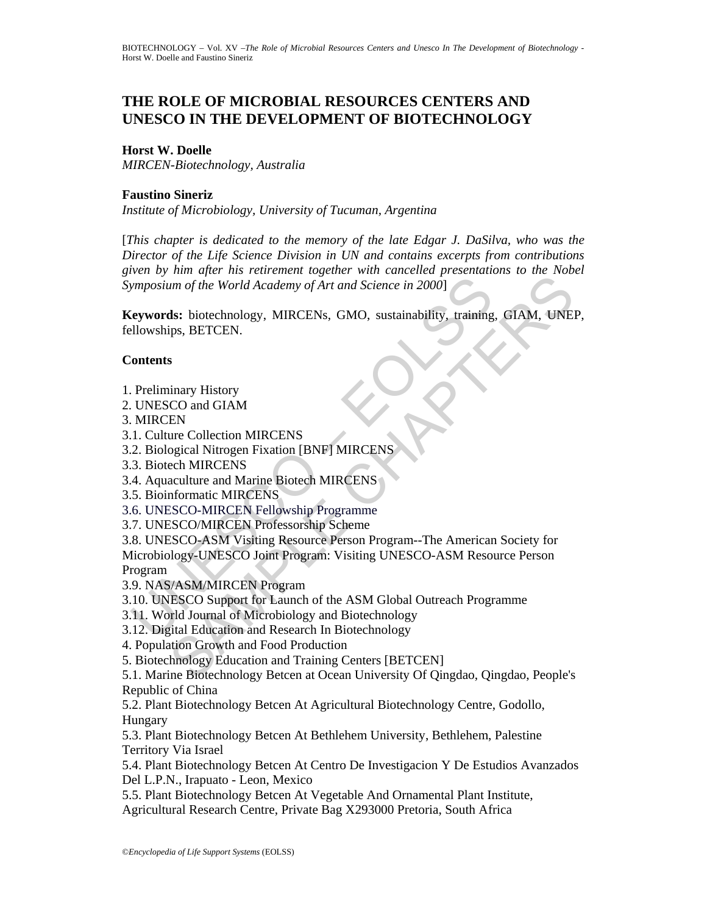# THE ROLE OF MICROBIAL RESOURCES CENTERS AND UNESCO IN THE DEVELOPMENT OF BIOTECHNOLOGY

**Horst W. Doelle**
*MIRCEN-Biotechnology, Australia*

**Faustino Sineriz**
*Institute of Microbiology, University of Tucuman, Argentina*

[*This chapter is dedicated to the memory of the late Edgar J. DaSilva, who was the Director of the Life Science Division in UN and contains excerpts from contributions given by him after his retirement together with cancelled presentations to the Nobel Symposium of the World Academy of Art and Science in 2000*]

**Keywords:** biotechnology, MIRCENs, GMO, sustainability, training, GIAM, UNEP, fellowships, BETCEN.

**Contents**

1. Preliminary History
2. UNESCO and GIAM
3. MIRCEN
3.1. Culture Collection MIRCENS
3.2. Biological Nitrogen Fixation [BNF] MIRCENS
3.3. Biotech MIRCENS
3.4. Aquaculture and Marine Biotech MIRCENS
3.5. Bioinformatic MIRCENS
3.6. UNESCO-MIRCEN Fellowship Programme
3.7. UNESCO/MIRCEN Professorship Scheme
3.8. UNESCO-ASM Visiting Resource Person Program--The American Society for Microbiology-UNESCO Joint Program: Visiting UNESCO-ASM Resource Person Program
3.9. NAS/ASM/MIRCEN Program
3.10. UNESCO Support for Launch of the ASM Global Outreach Programme
3.11. World Journal of Microbiology and Biotechnology
3.12. Digital Education and Research In Biotechnology
4. Population Growth and Food Production
5. Biotechnology Education and Training Centers [BETCEN]
5.1. Marine Biotechnology Betcen at Ocean University Of Qingdao, Qingdao, People's Republic of China
5.2. Plant Biotechnology Betcen At Agricultural Biotechnology Centre, Godollo, Hungary
5.3. Plant Biotechnology Betcen At Bethlehem University, Bethlehem, Palestine Territory Via Israel
5.4. Plant Biotechnology Betcen At Centro De Investigacion Y De Estudios Avanzados Del L.P.N., Irapuato - Leon, Mexico
5.5. Plant Biotechnology Betcen At Vegetable And Ornamental Plant Institute, Agricultural Research Centre, Private Bag X293000 Pretoria, South Africa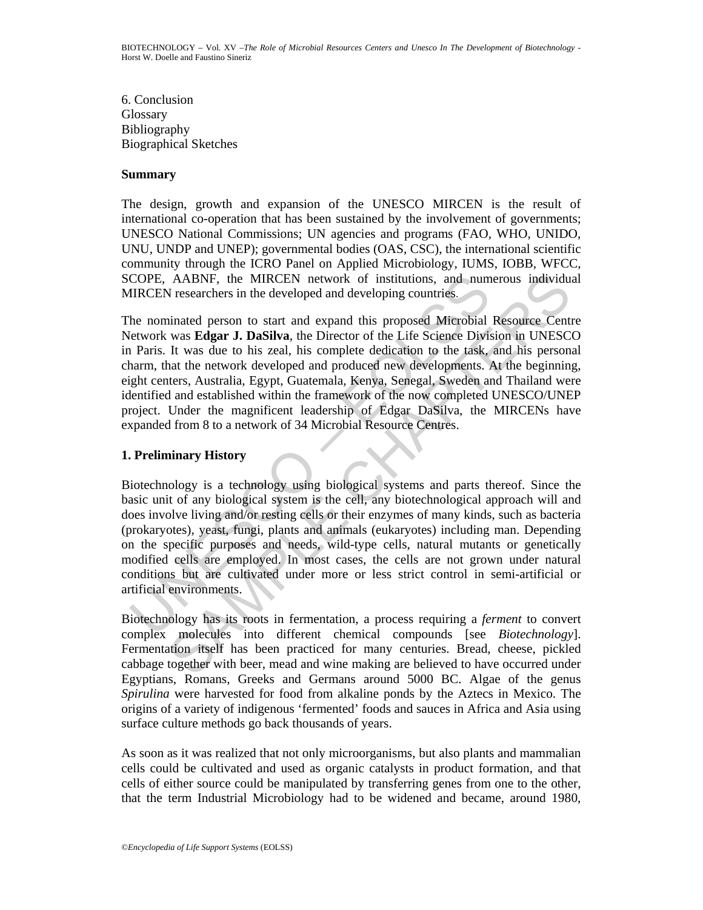6. Conclusion
Glossary
Bibliography
Biographical Sketches

## Summary

The design, growth and expansion of the UNESCO MIRCEN is the result of international co-operation that has been sustained by the involvement of governments; UNESCO National Commissions; UN agencies and programs (FAO, WHO, UNIDO, UNU, UNDP and UNEP); governmental bodies (OAS, CSC), the international scientific community through the ICRO Panel on Applied Microbiology, IUMS, IOBB, WFCC, SCOPE, AABNF, the MIRCEN network of institutions, and numerous individual MIRCEN researchers in the developed and developing countries.

The nominated person to start and expand this proposed Microbial Resource Centre Network was **Edgar J. DaSilva**, the Director of the Life Science Division in UNESCO in Paris. It was due to his zeal, his complete dedication to the task, and his personal charm, that the network developed and produced new developments. At the beginning, eight centers, Australia, Egypt, Guatemala, Kenya, Senegal, Sweden and Thailand were identified and established within the framework of the now completed UNESCO/UNEP project. Under the magnificent leadership of Edgar DaSilva, the MIRCENs have expanded from 8 to a network of 34 Microbial Resource Centres.

## 1. Preliminary History

Biotechnology is a technology using biological systems and parts thereof. Since the basic unit of any biological system is the cell, any biotechnological approach will and does involve living and/or resting cells or their enzymes of many kinds, such as bacteria (prokaryotes), yeast, fungi, plants and animals (eukaryotes) including man. Depending on the specific purposes and needs, wild-type cells, natural mutants or genetically modified cells are employed. In most cases, the cells are not grown under natural conditions but are cultivated under more or less strict control in semi-artificial or artificial environments.

Biotechnology has its roots in fermentation, a process requiring a *ferment* to convert complex molecules into different chemical compounds [see *Biotechnology*]. Fermentation itself has been practiced for many centuries. Bread, cheese, pickled cabbage together with beer, mead and wine making are believed to have occurred under Egyptians, Romans, Greeks and Germans around 5000 BC. Algae of the genus *Spirulina* were harvested for food from alkaline ponds by the Aztecs in Mexico. The origins of a variety of indigenous 'fermented' foods and sauces in Africa and Asia using surface culture methods go back thousands of years.

As soon as it was realized that not only microorganisms, but also plants and mammalian cells could be cultivated and used as organic catalysts in product formation, and that cells of either source could be manipulated by transferring genes from one to the other, that the term Industrial Microbiology had to be widened and became, around 1980,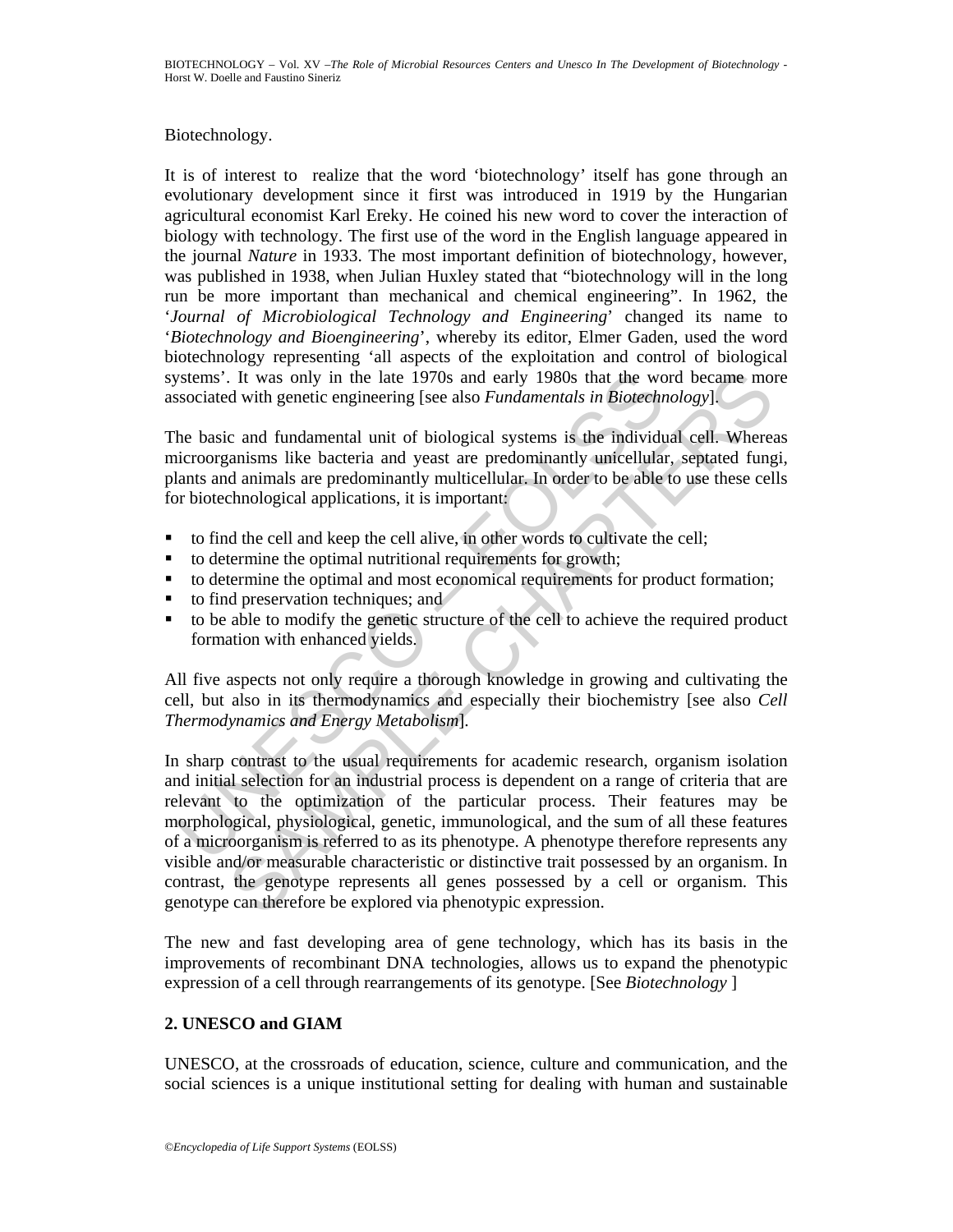Biotechnology.

It is of interest to realize that the word 'biotechnology' itself has gone through an evolutionary development since it first was introduced in 1919 by the Hungarian agricultural economist Karl Ereky. He coined his new word to cover the interaction of biology with technology. The first use of the word in the English language appeared in the journal *Nature* in 1933. The most important definition of biotechnology, however, was published in 1938, when Julian Huxley stated that "biotechnology will in the long run be more important than mechanical and chemical engineering". In 1962, the '*Journal of Microbiological Technology and Engineering*' changed its name to '*Biotechnology and Bioengineering*', whereby its editor, Elmer Gaden, used the word biotechnology representing 'all aspects of the exploitation and control of biological systems'. It was only in the late 1970s and early 1980s that the word became more associated with genetic engineering [see also *Fundamentals in Biotechnology*].

The basic and fundamental unit of biological systems is the individual cell. Whereas microorganisms like bacteria and yeast are predominantly unicellular, septated fungi, plants and animals are predominantly multicellular. In order to be able to use these cells for biotechnological applications, it is important:

- to find the cell and keep the cell alive, in other words to cultivate the cell;
- to determine the optimal nutritional requirements for growth;
- to determine the optimal and most economical requirements for product formation;
- to find preservation techniques; and
- to be able to modify the genetic structure of the cell to achieve the required product formation with enhanced yields.

All five aspects not only require a thorough knowledge in growing and cultivating the cell, but also in its thermodynamics and especially their biochemistry [see also *Cell Thermodynamics and Energy Metabolism*].

In sharp contrast to the usual requirements for academic research, organism isolation and initial selection for an industrial process is dependent on a range of criteria that are relevant to the optimization of the particular process. Their features may be morphological, physiological, genetic, immunological, and the sum of all these features of a microorganism is referred to as its phenotype. A phenotype therefore represents any visible and/or measurable characteristic or distinctive trait possessed by an organism. In contrast, the genotype represents all genes possessed by a cell or organism. This genotype can therefore be explored via phenotypic expression.

The new and fast developing area of gene technology, which has its basis in the improvements of recombinant DNA technologies, allows us to expand the phenotypic expression of a cell through rearrangements of its genotype. [See *Biotechnology* ]

## 2. UNESCO and GIAM

UNESCO, at the crossroads of education, science, culture and communication, and the social sciences is a unique institutional setting for dealing with human and sustainable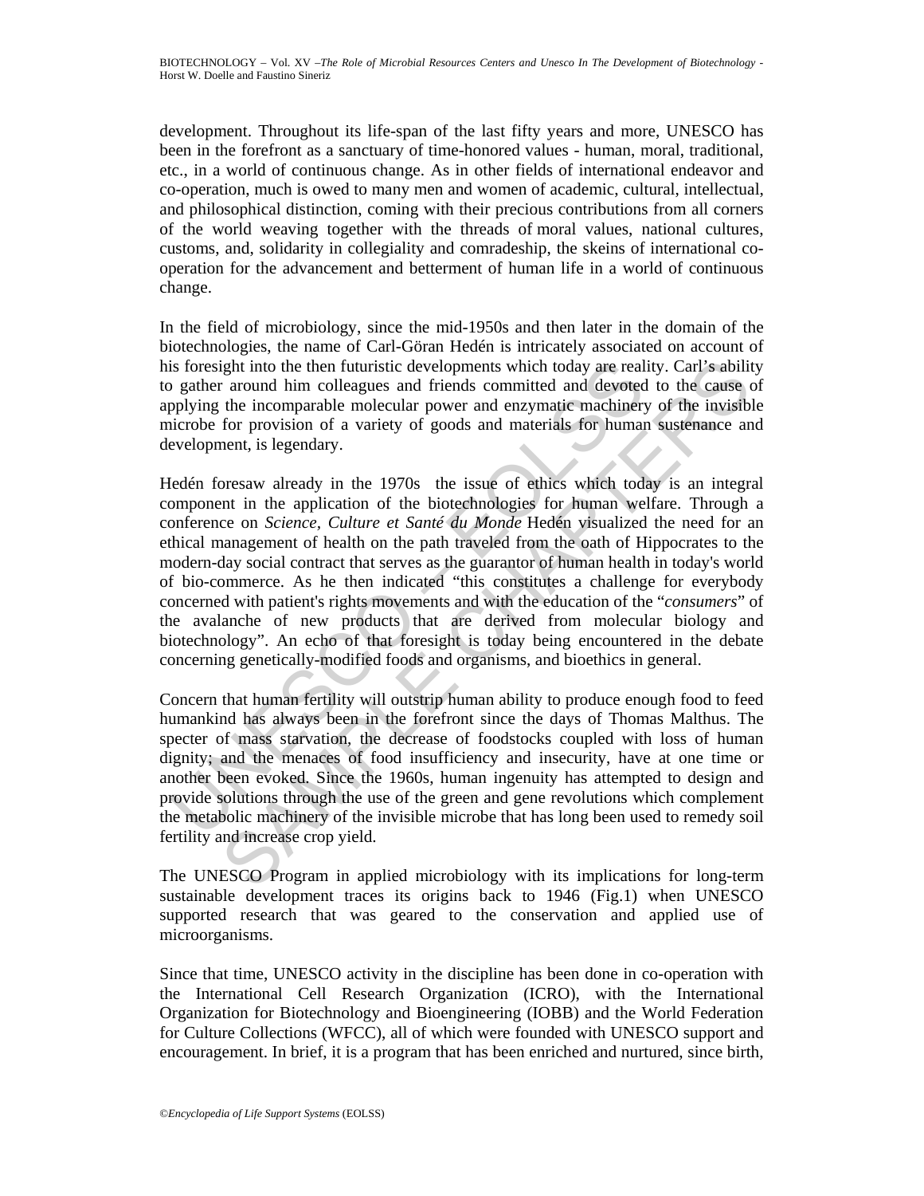development. Throughout its life-span of the last fifty years and more, UNESCO has been in the forefront as a sanctuary of time-honored values - human, moral, traditional, etc., in a world of continuous change. As in other fields of international endeavor and co-operation, much is owed to many men and women of academic, cultural, intellectual, and philosophical distinction, coming with their precious contributions from all corners of the world weaving together with the threads of moral values, national cultures, customs, and, solidarity in collegiality and comradeship, the skeins of international co-operation for the advancement and betterment of human life in a world of continuous change.

In the field of microbiology, since the mid-1950s and then later in the domain of the biotechnologies, the name of Carl-Göran Hedén is intricately associated on account of his foresight into the then futuristic developments which today are reality. Carl's ability to gather around him colleagues and friends committed and devoted to the cause of applying the incomparable molecular power and enzymatic machinery of the invisible microbe for provision of a variety of goods and materials for human sustenance and development, is legendary.

Hedén foresaw already in the 1970s the issue of ethics which today is an integral component in the application of the biotechnologies for human welfare. Through a conference on *Science, Culture et Santé du Monde* Hedén visualized the need for an ethical management of health on the path traveled from the oath of Hippocrates to the modern-day social contract that serves as the guarantor of human health in today's world of bio-commerce. As he then indicated "this constitutes a challenge for everybody concerned with patient's rights movements and with the education of the "*consumers*" of the avalanche of new products that are derived from molecular biology and biotechnology". An echo of that foresight is today being encountered in the debate concerning genetically-modified foods and organisms, and bioethics in general.

Concern that human fertility will outstrip human ability to produce enough food to feed humankind has always been in the forefront since the days of Thomas Malthus. The specter of mass starvation, the decrease of foodstocks coupled with loss of human dignity; and the menaces of food insufficiency and insecurity, have at one time or another been evoked. Since the 1960s, human ingenuity has attempted to design and provide solutions through the use of the green and gene revolutions which complement the metabolic machinery of the invisible microbe that has long been used to remedy soil fertility and increase crop yield.

The UNESCO Program in applied microbiology with its implications for long-term sustainable development traces its origins back to 1946 (Fig.1) when UNESCO supported research that was geared to the conservation and applied use of microorganisms.

Since that time, UNESCO activity in the discipline has been done in co-operation with the International Cell Research Organization (ICRO), with the International Organization for Biotechnology and Bioengineering (IOBB) and the World Federation for Culture Collections (WFCC), all of which were founded with UNESCO support and encouragement. In brief, it is a program that has been enriched and nurtured, since birth,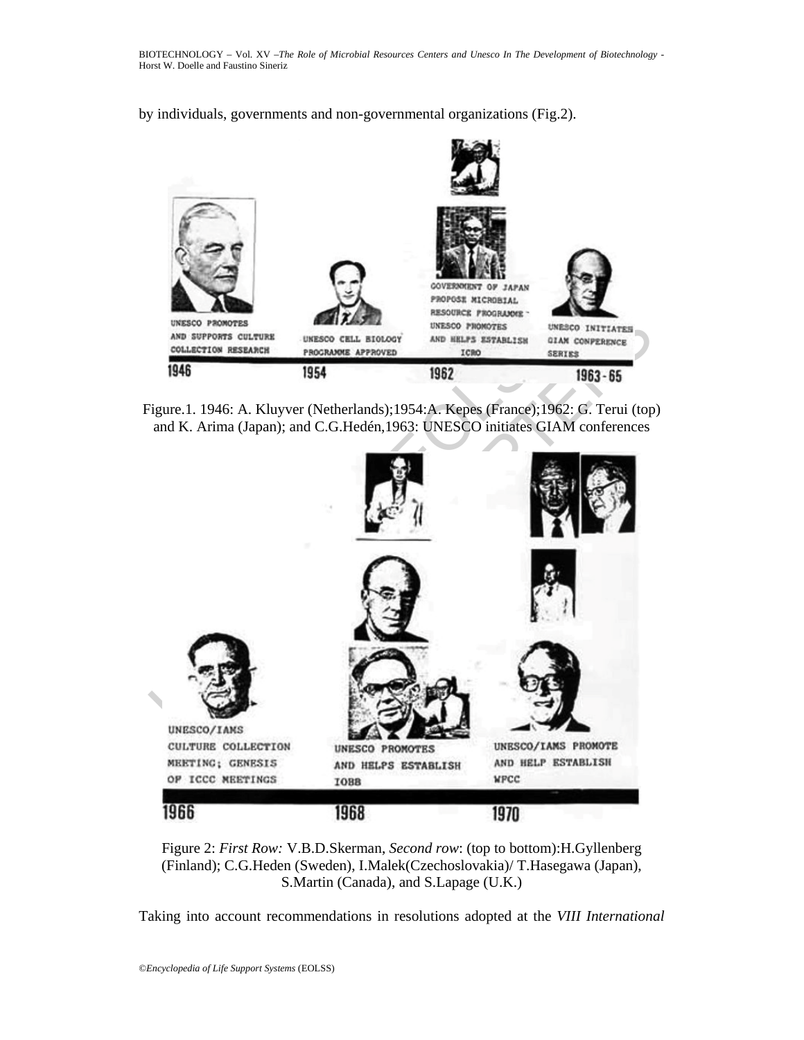by individuals, governments and non-governmental organizations (Fig.2).

Figure.1. 1946: A. Kluyver (Netherlands);1954:A. Kepes (France);1962: G. Terui (top) and K. Arima (Japan); and C.G.Hedén,1963: UNESCO initiates GIAM conferences

Figure 2: *First Row:* V.B.D.Skerman, *Second row*: (top to bottom):H.Gyllenberg (Finland); C.G.Heden (Sweden), I.Malek(Czechoslovakia)/ T.Hasegawa (Japan), S.Martin (Canada), and S.Lapage (U.K.)

Taking into account recommendations in resolutions adopted at the *VIII International*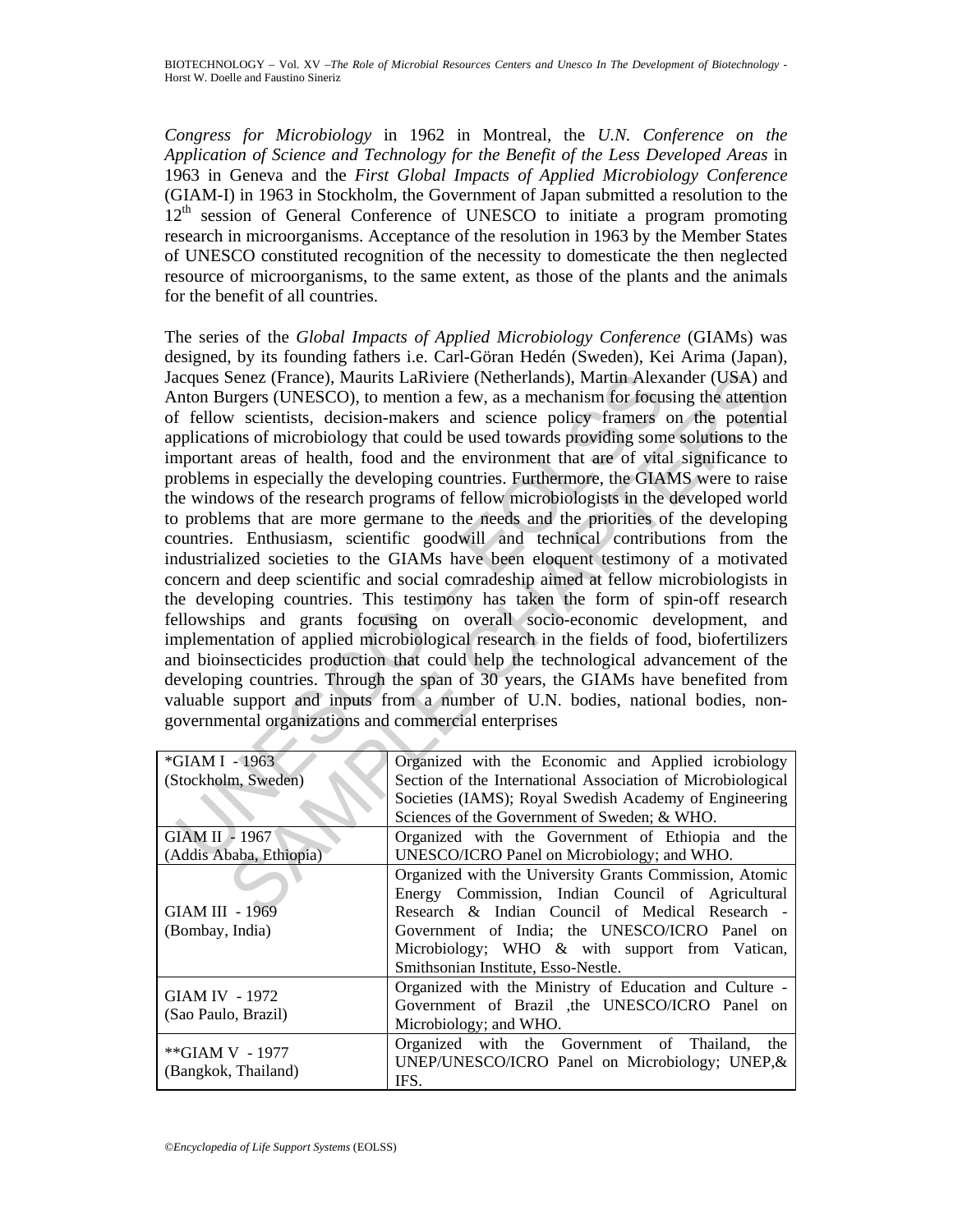*Congress for Microbiology* in 1962 in Montreal, the *U.N. Conference on the Application of Science and Technology for the Benefit of the Less Developed Areas* in 1963 in Geneva and the *First Global Impacts of Applied Microbiology Conference* (GIAM-I) in 1963 in Stockholm, the Government of Japan submitted a resolution to the 12th session of General Conference of UNESCO to initiate a program promoting research in microorganisms. Acceptance of the resolution in 1963 by the Member States of UNESCO constituted recognition of the necessity to domesticate the then neglected resource of microorganisms, to the same extent, as those of the plants and the animals for the benefit of all countries.

The series of the *Global Impacts of Applied Microbiology Conference* (GIAMs) was designed, by its founding fathers i.e. Carl-Göran Hedén (Sweden), Kei Arima (Japan), Jacques Senez (France), Maurits LaRiviere (Netherlands), Martin Alexander (USA) and Anton Burgers (UNESCO), to mention a few, as a mechanism for focusing the attention of fellow scientists, decision-makers and science policy framers on the potential applications of microbiology that could be used towards providing some solutions to the important areas of health, food and the environment that are of vital significance to problems in especially the developing countries. Furthermore, the GIAMS were to raise the windows of the research programs of fellow microbiologists in the developed world to problems that are more germane to the needs and the priorities of the developing countries. Enthusiasm, scientific goodwill and technical contributions from the industrialized societies to the GIAMs have been eloquent testimony of a motivated concern and deep scientific and social comradeship aimed at fellow microbiologists in the developing countries. This testimony has taken the form of spin-off research fellowships and grants focusing on overall socio-economic development, and implementation of applied microbiological research in the fields of food, biofertilizers and bioinsecticides production that could help the technological advancement of the developing countries. Through the span of 30 years, the GIAMs have benefited from valuable support and inputs from a number of U.N. bodies, national bodies, non-governmental organizations and commercial enterprises

| | |
|---|---|
| *GIAM I - 1963 (Stockholm, Sweden) | Organized with the Economic and Applied icrobiology Section of the International Association of Microbiological Societies (IAMS); Royal Swedish Academy of Engineering Sciences of the Government of Sweden; & WHO. |
| GIAM II - 1967 (Addis Ababa, Ethiopia) | Organized with the Government of Ethiopia and the UNESCO/ICRO Panel on Microbiology; and WHO. |
| GIAM III - 1969 (Bombay, India) | Organized with the University Grants Commission, Atomic Energy Commission, Indian Council of Agricultural Research & Indian Council of Medical Research - Government of India; the UNESCO/ICRO Panel on Microbiology; WHO & with support from Vatican, Smithsonian Institute, Esso-Nestle. |
| GIAM IV - 1972 (Sao Paulo, Brazil) | Organized with the Ministry of Education and Culture - Government of Brazil ,the UNESCO/ICRO Panel on Microbiology; and WHO. |
| **GIAM V - 1977 (Bangkok, Thailand) | Organized with the Government of Thailand, the UNEP/UNESCO/ICRO Panel on Microbiology; UNEP,& IFS. |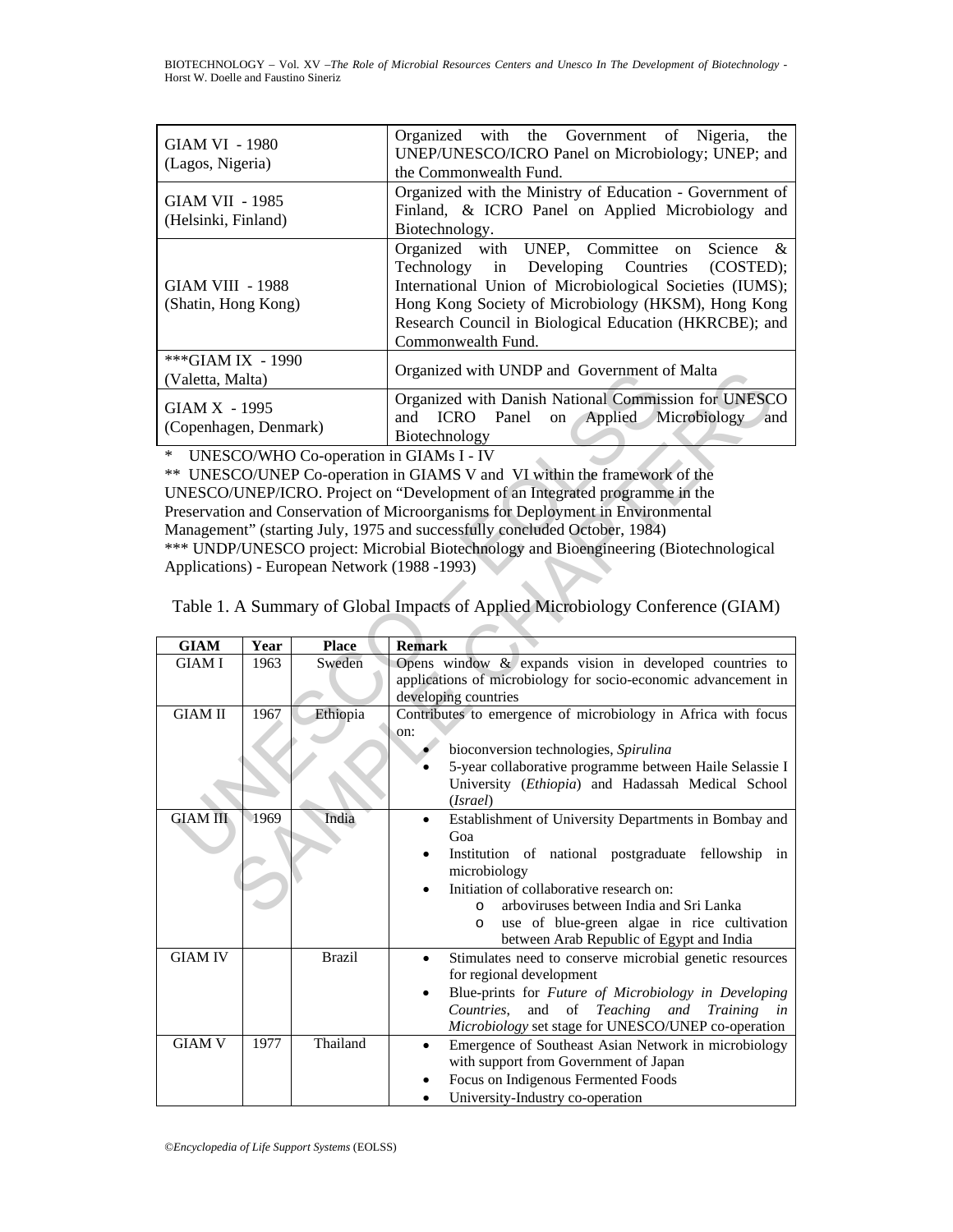| | |
|---|---|
| GIAM VI - 1980 (Lagos, Nigeria) | Organized with the Government of Nigeria, the UNEP/UNESCO/ICRO Panel on Microbiology; UNEP; and the Commonwealth Fund. |
| GIAM VII - 1985 (Helsinki, Finland) | Organized with the Ministry of Education - Government of Finland, & ICRO Panel on Applied Microbiology and Biotechnology. |
| GIAM VIII - 1988 (Shatin, Hong Kong) | Organized with UNEP, Committee on Science & Technology in Developing Countries (COSTED); International Union of Microbiological Societies (IUMS); Hong Kong Society of Microbiology (HKSM), Hong Kong Research Council in Biological Education (HKRCBE); and Commonwealth Fund. |
| ***GIAM IX - 1990 (Valetta, Malta) | Organized with UNDP and Government of Malta |
| GIAM X - 1995 (Copenhagen, Denmark) | Organized with Danish National Commission for UNESCO and ICRO Panel on Applied Microbiology and Biotechnology |

\* UNESCO/WHO Co-operation in GIAMs I - IV

\*\* UNESCO/UNEP Co-operation in GIAMS V and VI within the framework of the UNESCO/UNEP/ICRO. Project on "Development of an Integrated programme in the Preservation and Conservation of Microorganisms for Deployment in Environmental Management" (starting July, 1975 and successfully concluded October, 1984)

\*\*\* UNDP/UNESCO project: Microbial Biotechnology and Bioengineering (Biotechnological Applications) - European Network (1988 -1993)

Table 1. A Summary of Global Impacts of Applied Microbiology Conference (GIAM)

| GIAM | Year | Place | Remark |
|---|---|---|---|
| GIAM I | 1963 | Sweden | Opens window & expands vision in developed countries to applications of microbiology for socio-economic advancement in developing countries |
| GIAM II | 1967 | Ethiopia | Contributes to emergence of microbiology in Africa with focus on:<br>• bioconversion technologies, *Spirulina*<br>• 5-year collaborative programme between Haile Selassie I University (*Ethiopia*) and Hadassah Medical School (*Israel*) |
| GIAM III | 1969 | India | • Establishment of University Departments in Bombay and Goa<br>• Institution of national postgraduate fellowship in microbiology<br>• Initiation of collaborative research on:<br>o arboviruses between India and Sri Lanka<br>o use of blue-green algae in rice cultivation between Arab Republic of Egypt and India |
| GIAM IV | | Brazil | • Stimulates need to conserve microbial genetic resources for regional development<br>• Blue-prints for *Future of Microbiology in Developing Countries*, and of *Teaching and Training in Microbiology* set stage for UNESCO/UNEP co-operation |
| GIAM V | 1977 | Thailand | • Emergence of Southeast Asian Network in microbiology with support from Government of Japan<br>• Focus on Indigenous Fermented Foods<br>• University-Industry co-operation |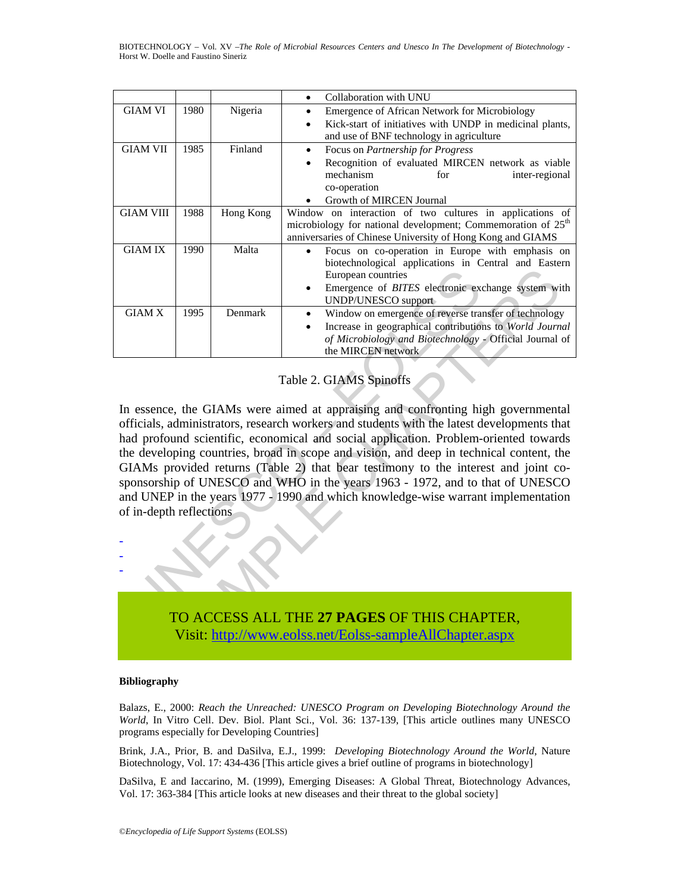| | | | |
|---|---|---|---|
| | | | • Collaboration with UNU |
| GIAM VI | 1980 | Nigeria | • Emergence of African Network for Microbiology<br>• Kick-start of initiatives with UNDP in medicinal plants, and use of BNF technology in agriculture |
| GIAM VII | 1985 | Finland | • Focus on *Partnership for Progress*<br>• Recognition of evaluated MIRCEN network as viable mechanism for inter-regional co-operation<br>• Growth of MIRCEN Journal |
| GIAM VIII | 1988 | Hong Kong | Window on interaction of two cultures in applications of microbiology for national development; Commemoration of 25th anniversaries of Chinese University of Hong Kong and GIAMS |
| GIAM IX | 1990 | Malta | • Focus on co-operation in Europe with emphasis on biotechnological applications in Central and Eastern European countries<br>• Emergence of *BITES* electronic exchange system with UNDP/UNESCO support |
| GIAM X | 1995 | Denmark | • Window on emergence of reverse transfer of technology<br>• Increase in geographical contributions to *World Journal of Microbiology and Biotechnology* - Official Journal of the MIRCEN network |

Table 2. GIAMS Spinoffs

In essence, the GIAMs were aimed at appraising and confronting high governmental officials, administrators, research workers and students with the latest developments that had profound scientific, economical and social application. Problem-oriented towards the developing countries, broad in scope and vision, and deep in technical content, the GIAMs provided returns (Table 2) that bear testimony to the interest and joint co-sponsorship of UNESCO and WHO in the years 1963 - 1972, and to that of UNESCO and UNEP in the years 1977 - 1990 and which knowledge-wise warrant implementation of in-depth reflections

-
-
-

TO ACCESS ALL THE **27 PAGES** OF THIS CHAPTER,
Visit: http://www.eolss.net/Eolss-sampleAllChapter.aspx

**Bibliography**

Balazs, E., 2000: *Reach the Unreached: UNESCO Program on Developing Biotechnology Around the World*, In Vitro Cell. Dev. Biol. Plant Sci., Vol. 36: 137-139, [This article outlines many UNESCO programs especially for Developing Countries]

Brink, J.A., Prior, B. and DaSilva, E.J., 1999: *Developing Biotechnology Around the World*, Nature Biotechnology, Vol. 17: 434-436 [This article gives a brief outline of programs in biotechnology]

DaSilva, E and Iaccarino, M. (1999), Emerging Diseases: A Global Threat, Biotechnology Advances, Vol. 17: 363-384 [This article looks at new diseases and their threat to the global society]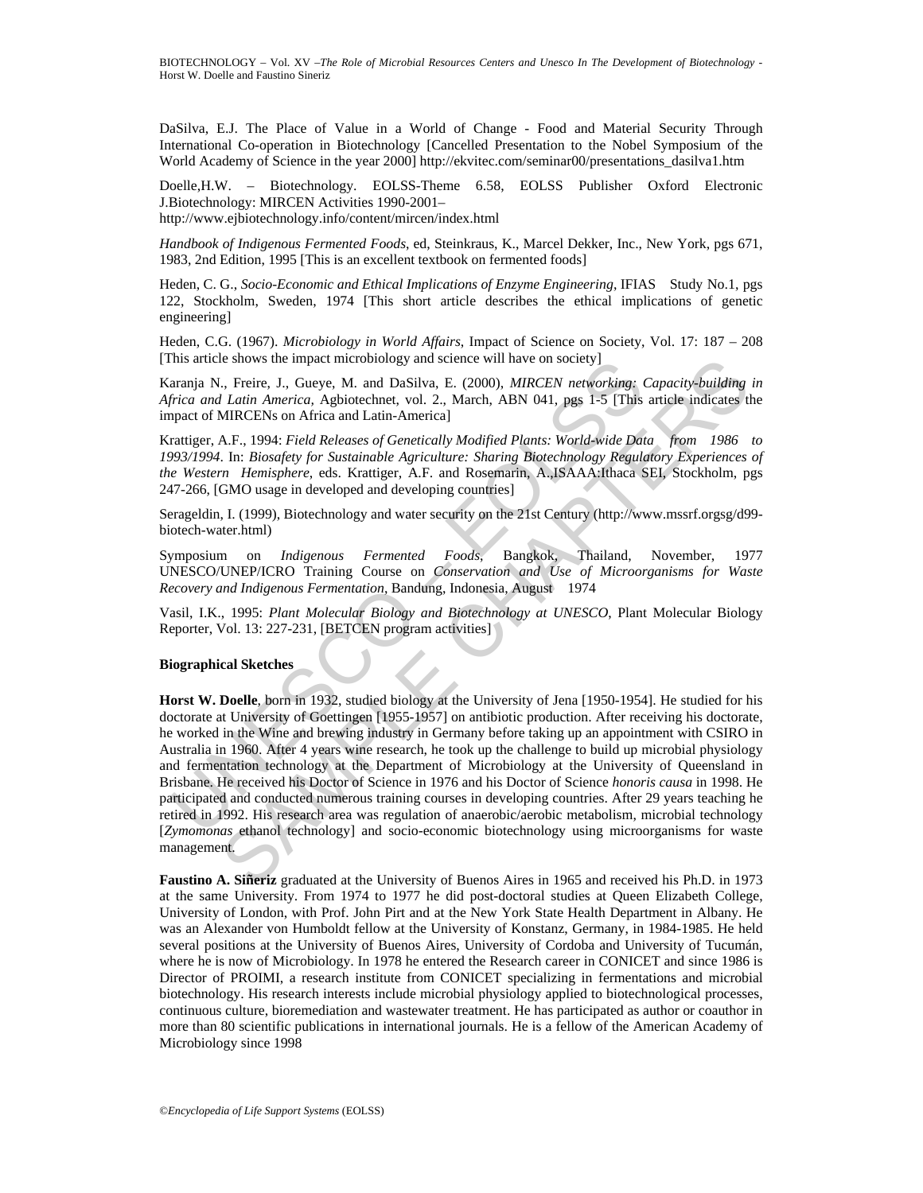DaSilva, E.J. The Place of Value in a World of Change - Food and Material Security Through International Co-operation in Biotechnology [Cancelled Presentation to the Nobel Symposium of the World Academy of Science in the year 2000] http://ekvitec.com/seminar00/presentations_dasilva1.htm

Doelle,H.W. – Biotechnology. EOLSS-Theme 6.58, EOLSS Publisher Oxford Electronic J.Biotechnology: MIRCEN Activities 1990-2001– http://www.ejbiotechnology.info/content/mircen/index.html

*Handbook of Indigenous Fermented Foods*, ed, Steinkraus, K., Marcel Dekker, Inc., New York, pgs 671, 1983, 2nd Edition, 1995 [This is an excellent textbook on fermented foods]

Heden, C. G., *Socio-Economic and Ethical Implications of Enzyme Engineering*, IFIAS Study No.1, pgs 122, Stockholm, Sweden, 1974 [This short article describes the ethical implications of genetic engineering]

Heden, C.G. (1967). *Microbiology in World Affairs*, Impact of Science on Society, Vol. 17: 187 – 208 [This article shows the impact microbiology and science will have on society]

Karanja N., Freire, J., Gueye, M. and DaSilva, E. (2000), *MIRCEN networking: Capacity-building in Africa and Latin America*, Agbiotechnet, vol. 2., March, ABN 041, pgs 1-5 [This article indicates the impact of MIRCENs on Africa and Latin-America]

Krattiger, A.F., 1994: *Field Releases of Genetically Modified Plants: World-wide Data from 1986 to 1993/1994*. In: *Biosafety for Sustainable Agriculture: Sharing Biotechnology Regulatory Experiences of the Western Hemisphere*, eds. Krattiger, A.F. and Rosemarin, A.,ISAAA:Ithaca SEI, Stockholm, pgs 247-266, [GMO usage in developed and developing countries]

Serageldin, I. (1999), Biotechnology and water security on the 21st Century (http://www.mssrf.orgsg/d99-biotech-water.html)

Symposium on *Indigenous Fermented Foods*, Bangkok, Thailand, November, 1977 UNESCO/UNEP/ICRO Training Course on *Conservation and Use of Microorganisms for Waste Recovery and Indigenous Fermentation*, Bandung, Indonesia, August 1974

Vasil, I.K., 1995: *Plant Molecular Biology and Biotechnology at UNESCO*, Plant Molecular Biology Reporter, Vol. 13: 227-231, [BETCEN program activities]

**Biographical Sketches**

**Horst W. Doelle**, born in 1932, studied biology at the University of Jena [1950-1954]. He studied for his doctorate at University of Goettingen [1955-1957] on antibiotic production. After receiving his doctorate, he worked in the Wine and brewing industry in Germany before taking up an appointment with CSIRO in Australia in 1960. After 4 years wine research, he took up the challenge to build up microbial physiology and fermentation technology at the Department of Microbiology at the University of Queensland in Brisbane. He received his Doctor of Science in 1976 and his Doctor of Science *honoris causa* in 1998. He participated and conducted numerous training courses in developing countries. After 29 years teaching he retired in 1992. His research area was regulation of anaerobic/aerobic metabolism, microbial technology [*Zymomonas* ethanol technology] and socio-economic biotechnology using microorganisms for waste management.

**Faustino A. Siñeriz** graduated at the University of Buenos Aires in 1965 and received his Ph.D. in 1973 at the same University. From 1974 to 1977 he did post-doctoral studies at Queen Elizabeth College, University of London, with Prof. John Pirt and at the New York State Health Department in Albany. He was an Alexander von Humboldt fellow at the University of Konstanz, Germany, in 1984-1985. He held several positions at the University of Buenos Aires, University of Cordoba and University of Tucumán, where he is now of Microbiology. In 1978 he entered the Research career in CONICET and since 1986 is Director of PROIMI, a research institute from CONICET specializing in fermentations and microbial biotechnology. His research interests include microbial physiology applied to biotechnological processes, continuous culture, bioremediation and wastewater treatment. He has participated as author or coauthor in more than 80 scientific publications in international journals. He is a fellow of the American Academy of Microbiology since 1998